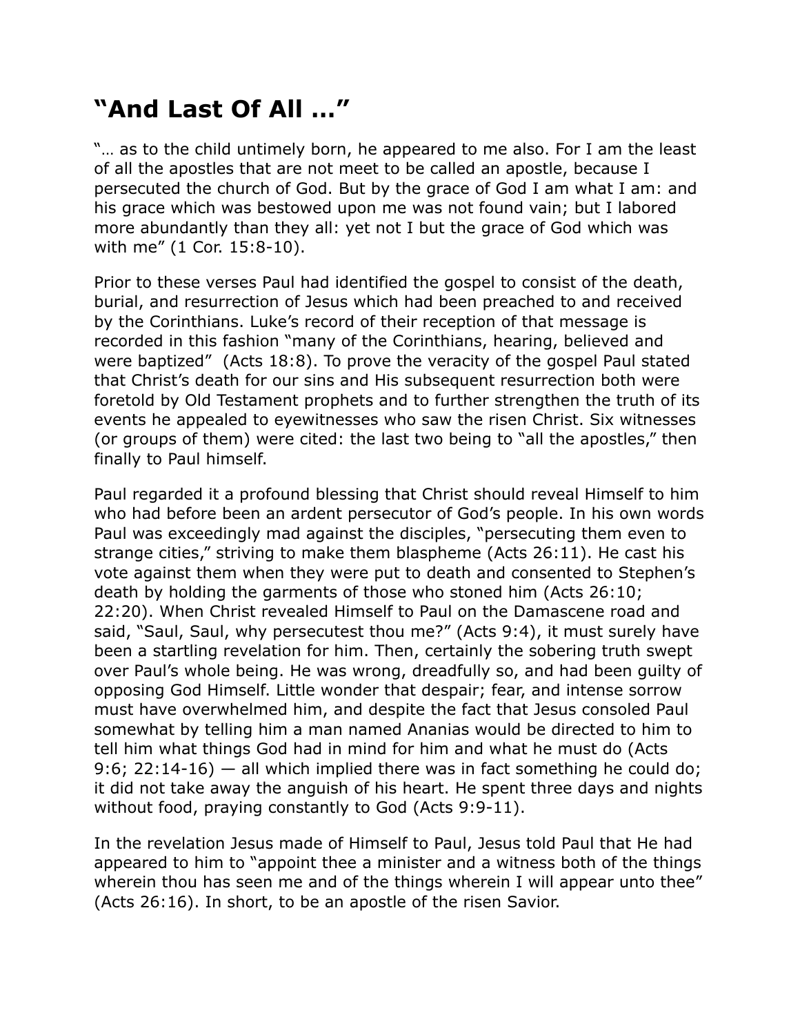# “And Last Of All …”

“… as to the child untimely born, he appeared to me also. For I am the least of all the apostles that are not meet to be called an apostle, because I persecuted the church of God. But by the grace of God I am what I am: and his grace which was bestowed upon me was not found vain; but I labored more abundantly than they all: yet not I but the grace of God which was with me” (1 Cor. 15:8-10).

Prior to these verses Paul had identified the gospel to consist of the death, burial, and resurrection of Jesus which had been preached to and received by the Corinthians. Luke’s record of their reception of that message is recorded in this fashion “many of the Corinthians, hearing, believed and were baptized”  (Acts 18:8). To prove the veracity of the gospel Paul stated that Christ’s death for our sins and His subsequent resurrection both were foretold by Old Testament prophets and to further strengthen the truth of its events he appealed to eyewitnesses who saw the risen Christ. Six witnesses (or groups of them) were cited: the last two being to “all the apostles,” then finally to Paul himself.

Paul regarded it a profound blessing that Christ should reveal Himself to him who had before been an ardent persecutor of God’s people. In his own words Paul was exceedingly mad against the disciples, “persecuting them even to strange cities,” striving to make them blaspheme (Acts 26:11). He cast his vote against them when they were put to death and consented to Stephen’s death by holding the garments of those who stoned him (Acts 26:10; 22:20). When Christ revealed Himself to Paul on the Damascene road and said, “Saul, Saul, why persecutest thou me?” (Acts 9:4), it must surely have been a startling revelation for him. Then, certainly the sobering truth swept over Paul’s whole being. He was wrong, dreadfully so, and had been guilty of opposing God Himself. Little wonder that despair; fear, and intense sorrow must have overwhelmed him, and despite the fact that Jesus consoled Paul somewhat by telling him a man named Ananias would be directed to him to tell him what things God had in mind for him and what he must do (Acts 9:6; 22:14-16) — all which implied there was in fact something he could do; it did not take away the anguish of his heart. He spent three days and nights without food, praying constantly to God (Acts 9:9-11).

In the revelation Jesus made of Himself to Paul, Jesus told Paul that He had appeared to him to “appoint thee a minister and a witness both of the things wherein thou has seen me and of the things wherein I will appear unto thee” (Acts 26:16). In short, to be an apostle of the risen Savior.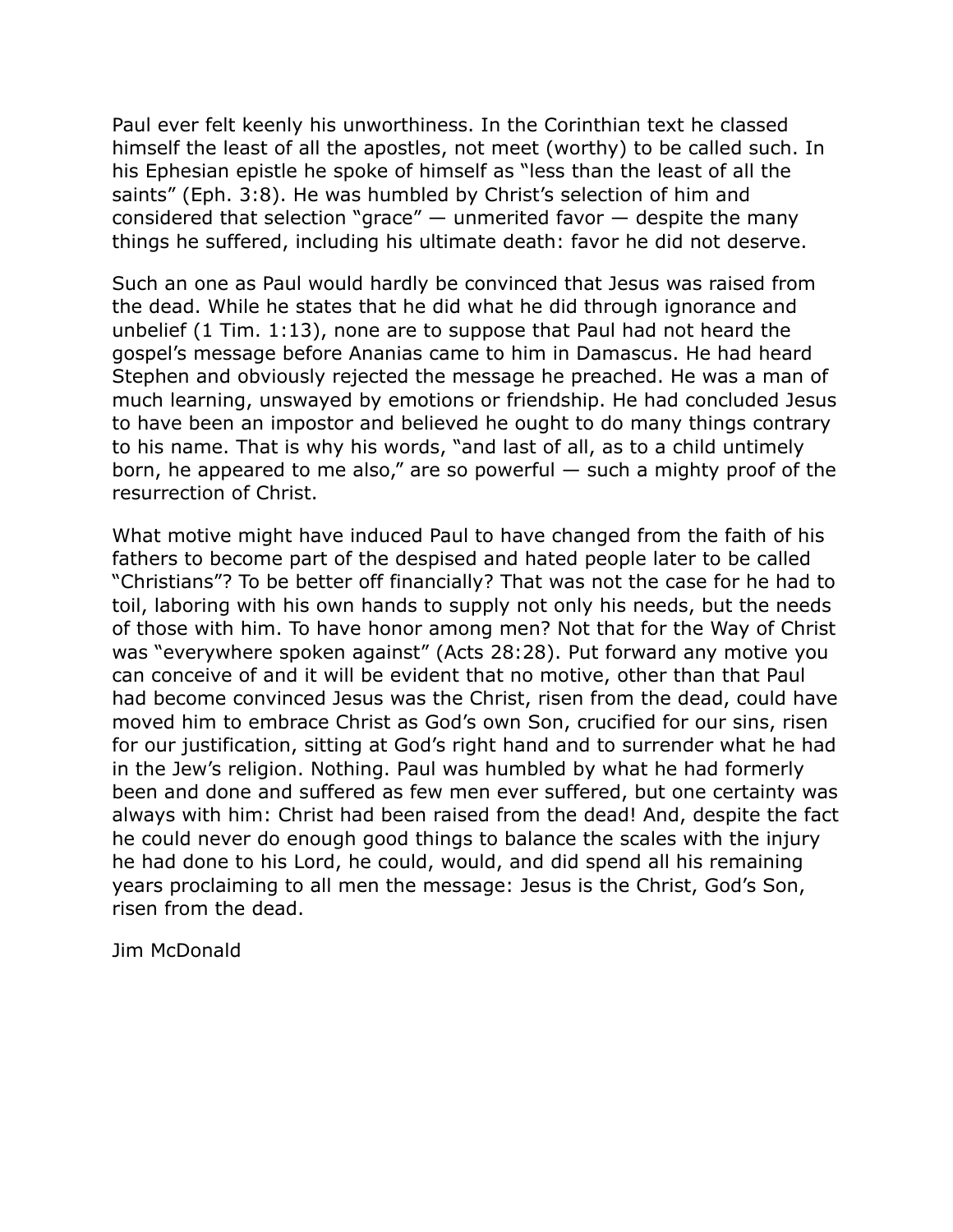Paul ever felt keenly his unworthiness. In the Corinthian text he classed himself the least of all the apostles, not meet (worthy) to be called such. In his Ephesian epistle he spoke of himself as "less than the least of all the saints" (Eph. 3:8). He was humbled by Christ's selection of him and considered that selection "grace" — unmerited favor — despite the many things he suffered, including his ultimate death: favor he did not deserve.

Such an one as Paul would hardly be convinced that Jesus was raised from the dead. While he states that he did what he did through ignorance and unbelief (1 Tim. 1:13), none are to suppose that Paul had not heard the gospel's message before Ananias came to him in Damascus. He had heard Stephen and obviously rejected the message he preached. He was a man of much learning, unswayed by emotions or friendship. He had concluded Jesus to have been an impostor and believed he ought to do many things contrary to his name. That is why his words, "and last of all, as to a child untimely born, he appeared to me also," are so powerful — such a mighty proof of the resurrection of Christ.

What motive might have induced Paul to have changed from the faith of his fathers to become part of the despised and hated people later to be called "Christians"? To be better off financially? That was not the case for he had to toil, laboring with his own hands to supply not only his needs, but the needs of those with him. To have honor among men? Not that for the Way of Christ was "everywhere spoken against" (Acts 28:28). Put forward any motive you can conceive of and it will be evident that no motive, other than that Paul had become convinced Jesus was the Christ, risen from the dead, could have moved him to embrace Christ as God's own Son, crucified for our sins, risen for our justification, sitting at God's right hand and to surrender what he had in the Jew's religion. Nothing. Paul was humbled by what he had formerly been and done and suffered as few men ever suffered, but one certainty was always with him: Christ had been raised from the dead! And, despite the fact he could never do enough good things to balance the scales with the injury he had done to his Lord, he could, would, and did spend all his remaining years proclaiming to all men the message: Jesus is the Christ, God's Son, risen from the dead.

Jim McDonald